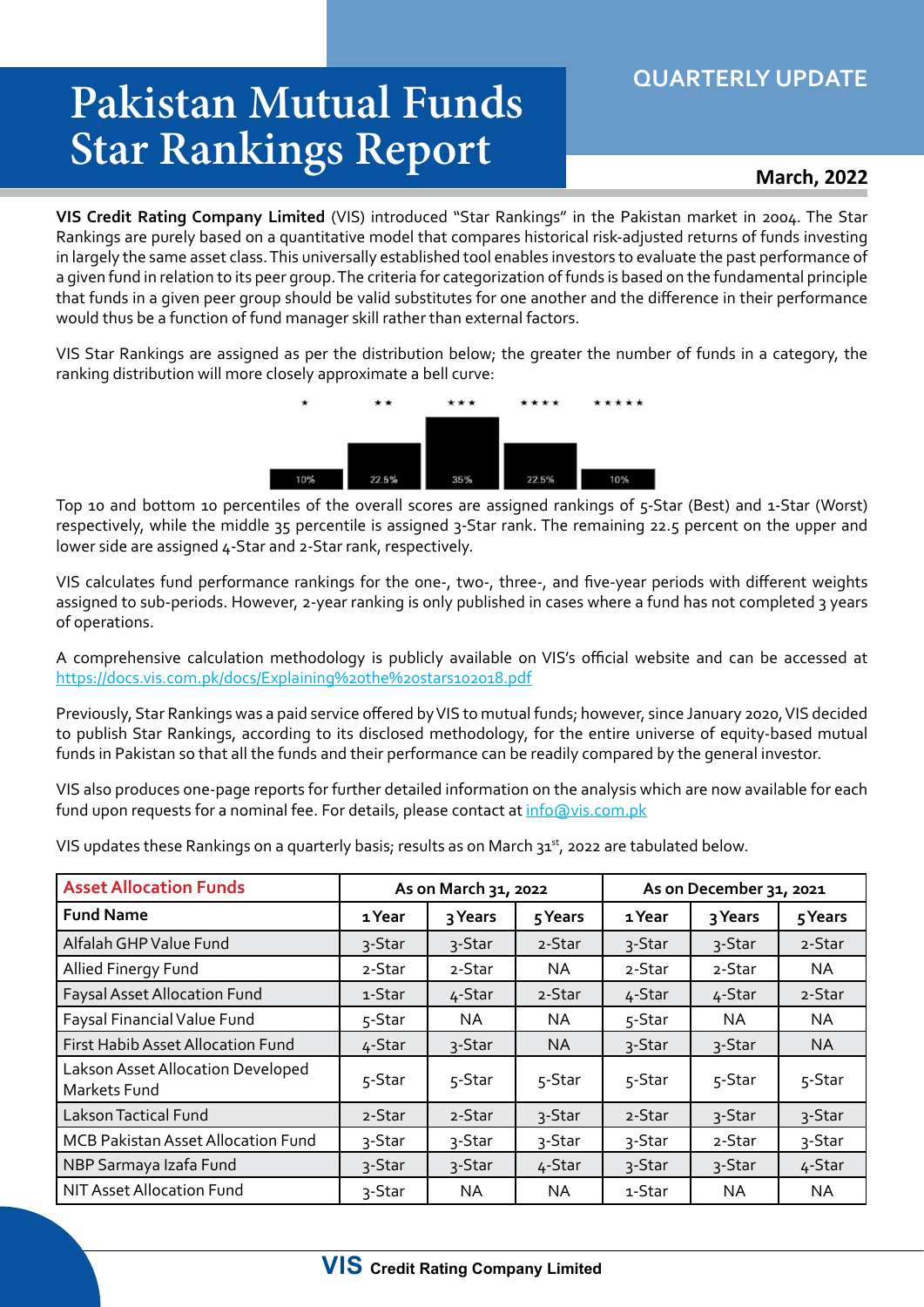# Pakistan Mutual Funds Star Rankings Report

QUARTERLY UPDATE

**March, 2022**

**VIS Credit Rating Company Limited** (VIS) introduced "Star Rankings" in the Pakistan market in 2004. The Star Rankings are purely based on a quantitative model that compares historical risk-adjusted returns of funds investing in largely the same asset class. This universally established tool enables investors to evaluate the past performance of a given fund in relation to its peer group. The criteria for categorization of funds is based on the fundamental principle that funds in a given peer group should be valid substitutes for one another and the difference in their performance would thus be a function of fund manager skill rather than external factors.

VIS Star Rankings are assigned as per the distribution below; the greater the number of funds in a category, the ranking distribution will more closely approximate a bell curve:

| ★ | ★★ | ★★★ | ★★★★ | ★★★★★ |
|---|---|---|---|---|
| 10% | 22.5% | 35% | 22.5% | 10% |

Top 10 and bottom 10 percentiles of the overall scores are assigned rankings of 5-Star (Best) and 1-Star (Worst) respectively, while the middle 35 percentile is assigned 3-Star rank. The remaining 22.5 percent on the upper and lower side are assigned 4-Star and 2-Star rank, respectively.

VIS calculates fund performance rankings for the one-, two-, three-, and five-year periods with different weights assigned to sub-periods. However, 2-year ranking is only published in cases where a fund has not completed 3 years of operations.

A comprehensive calculation methodology is publicly available on VIS's official website and can be accessed at https://docs.vis.com.pk/docs/Explaining%20the%20stars102018.pdf

Previously, Star Rankings was a paid service offered by VIS to mutual funds; however, since January 2020, VIS decided to publish Star Rankings, according to its disclosed methodology, for the entire universe of equity-based mutual funds in Pakistan so that all the funds and their performance can be readily compared by the general investor.

VIS also produces one-page reports for further detailed information on the analysis which are now available for each fund upon requests for a nominal fee. For details, please contact at info@vis.com.pk

VIS updates these Rankings on a quarterly basis; results as on March 31st, 2022 are tabulated below.

| Asset Allocation Funds | As on March 31, 2022 | | | As on December 31, 2021 | | |
|---|---|---|---|---|---|---|
| **Fund Name** | **1 Year** | **3 Years** | **5 Years** | **1 Year** | **3 Years** | **5 Years** |
| Alfalah GHP Value Fund | 3-Star | 3-Star | 2-Star | 3-Star | 3-Star | 2-Star |
| Allied Finergy Fund | 2-Star | 2-Star | NA | 2-Star | 2-Star | NA |
| Faysal Asset Allocation Fund | 1-Star | 4-Star | 2-Star | 4-Star | 4-Star | 2-Star |
| Faysal Financial Value Fund | 5-Star | NA | NA | 5-Star | NA | NA |
| First Habib Asset Allocation Fund | 4-Star | 3-Star | NA | 3-Star | 3-Star | NA |
| Lakson Asset Allocation Developed Markets Fund | 5-Star | 5-Star | 5-Star | 5-Star | 5-Star | 5-Star |
| Lakson Tactical Fund | 2-Star | 2-Star | 3-Star | 2-Star | 3-Star | 3-Star |
| MCB Pakistan Asset Allocation Fund | 3-Star | 3-Star | 3-Star | 3-Star | 2-Star | 3-Star |
| NBP Sarmaya Izafa Fund | 3-Star | 3-Star | 4-Star | 3-Star | 3-Star | 4-Star |
| NIT Asset Allocation Fund | 3-Star | NA | NA | 1-Star | NA | NA |

**VIS** Credit Rating Company Limited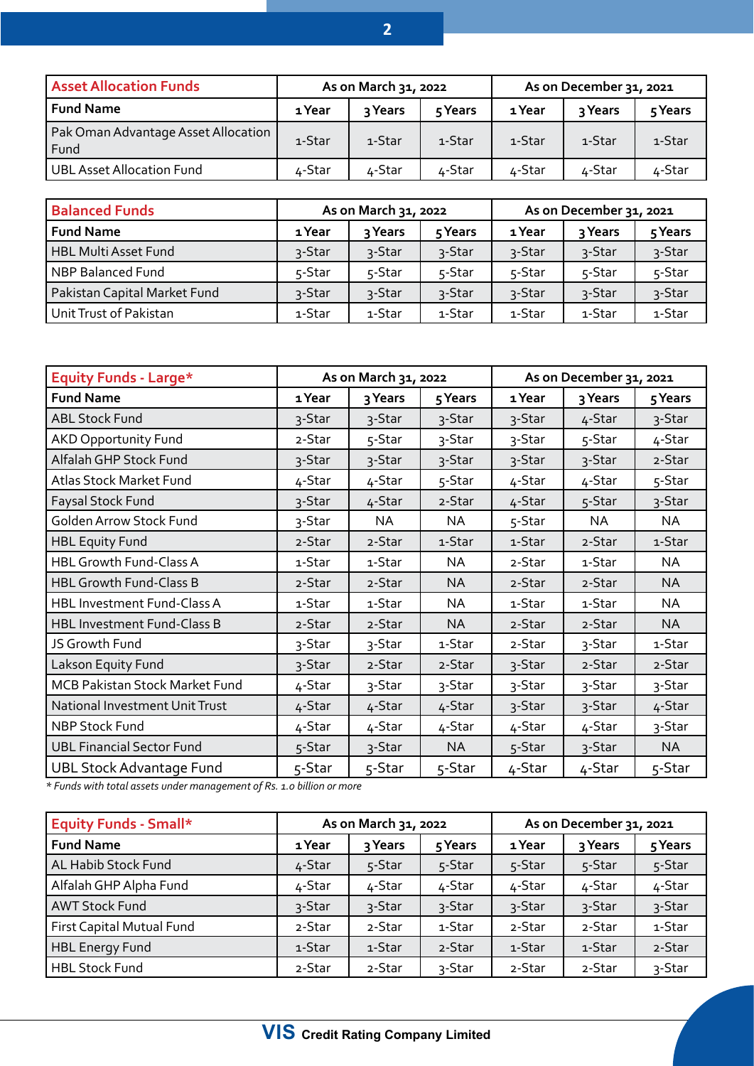| Asset Allocation Funds | As on March 31, 2022 | | | As on December 31, 2021 | | |
|---|---|---|---|---|---|---|
| **Fund Name** | **1 Year** | **3 Years** | **5 Years** | **1 Year** | **3 Years** | **5 Years** |
| Pak Oman Advantage Asset Allocation Fund | 1-Star | 1-Star | 1-Star | 1-Star | 1-Star | 1-Star |
| UBL Asset Allocation Fund | 4-Star | 4-Star | 4-Star | 4-Star | 4-Star | 4-Star |

| Balanced Funds | As on March 31, 2022 | | | As on December 31, 2021 | | |
|---|---|---|---|---|---|---|
| **Fund Name** | **1 Year** | **3 Years** | **5 Years** | **1 Year** | **3 Years** | **5 Years** |
| HBL Multi Asset Fund | 3-Star | 3-Star | 3-Star | 3-Star | 3-Star | 3-Star |
| NBP Balanced Fund | 5-Star | 5-Star | 5-Star | 5-Star | 5-Star | 5-Star |
| Pakistan Capital Market Fund | 3-Star | 3-Star | 3-Star | 3-Star | 3-Star | 3-Star |
| Unit Trust of Pakistan | 1-Star | 1-Star | 1-Star | 1-Star | 1-Star | 1-Star |

| Equity Funds - Large* | As on March 31, 2022 | | | As on December 31, 2021 | | |
|---|---|---|---|---|---|---|
| **Fund Name** | **1 Year** | **3 Years** | **5 Years** | **1 Year** | **3 Years** | **5 Years** |
| ABL Stock Fund | 3-Star | 3-Star | 3-Star | 3-Star | 4-Star | 3-Star |
| AKD Opportunity Fund | 2-Star | 5-Star | 3-Star | 3-Star | 5-Star | 4-Star |
| Alfalah GHP Stock Fund | 3-Star | 3-Star | 3-Star | 3-Star | 3-Star | 2-Star |
| Atlas Stock Market Fund | 4-Star | 4-Star | 5-Star | 4-Star | 4-Star | 5-Star |
| Faysal Stock Fund | 3-Star | 4-Star | 2-Star | 4-Star | 5-Star | 3-Star |
| Golden Arrow Stock Fund | 3-Star | NA | NA | 5-Star | NA | NA |
| HBL Equity Fund | 2-Star | 2-Star | 1-Star | 1-Star | 2-Star | 1-Star |
| HBL Growth Fund-Class A | 1-Star | 1-Star | NA | 2-Star | 1-Star | NA |
| HBL Growth Fund-Class B | 2-Star | 2-Star | NA | 2-Star | 2-Star | NA |
| HBL Investment Fund-Class A | 1-Star | 1-Star | NA | 1-Star | 1-Star | NA |
| HBL Investment Fund-Class B | 2-Star | 2-Star | NA | 2-Star | 2-Star | NA |
| JS Growth Fund | 3-Star | 3-Star | 1-Star | 2-Star | 3-Star | 1-Star |
| Lakson Equity Fund | 3-Star | 2-Star | 2-Star | 3-Star | 2-Star | 2-Star |
| MCB Pakistan Stock Market Fund | 4-Star | 3-Star | 3-Star | 3-Star | 3-Star | 3-Star |
| National Investment Unit Trust | 4-Star | 4-Star | 4-Star | 3-Star | 3-Star | 4-Star |
| NBP Stock Fund | 4-Star | 4-Star | 4-Star | 4-Star | 4-Star | 3-Star |
| UBL Financial Sector Fund | 5-Star | 3-Star | NA | 5-Star | 3-Star | NA |
| UBL Stock Advantage Fund | 5-Star | 5-Star | 5-Star | 4-Star | 4-Star | 5-Star |

*\* Funds with total assets under management of Rs. 1.0 billion or more*

| Equity Funds - Small* | As on March 31, 2022 | | | As on December 31, 2021 | | |
|---|---|---|---|---|---|---|
| **Fund Name** | **1 Year** | **3 Years** | **5 Years** | **1 Year** | **3 Years** | **5 Years** |
| AL Habib Stock Fund | 4-Star | 5-Star | 5-Star | 5-Star | 5-Star | 5-Star |
| Alfalah GHP Alpha Fund | 4-Star | 4-Star | 4-Star | 4-Star | 4-Star | 4-Star |
| AWT Stock Fund | 3-Star | 3-Star | 3-Star | 3-Star | 3-Star | 3-Star |
| First Capital Mutual Fund | 2-Star | 2-Star | 1-Star | 2-Star | 2-Star | 1-Star |
| HBL Energy Fund | 1-Star | 1-Star | 2-Star | 1-Star | 1-Star | 2-Star |
| HBL Stock Fund | 2-Star | 2-Star | 3-Star | 2-Star | 2-Star | 3-Star |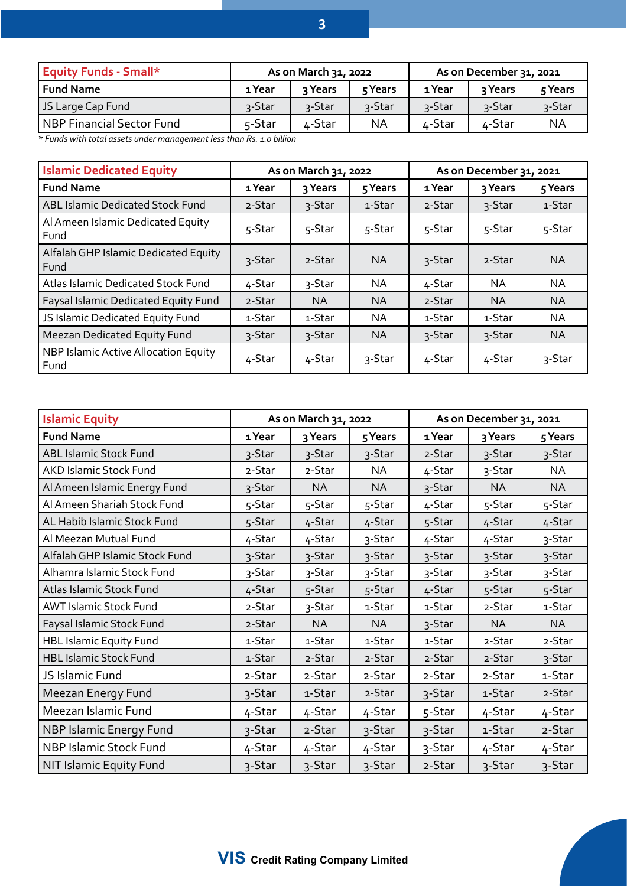| Equity Funds - Small* | As on March 31, 2022 | | | As on December 31, 2021 | | |
|---|---|---|---|---|---|---|
| Fund Name | 1 Year | 3 Years | 5 Years | 1 Year | 3 Years | 5 Years |
| JS Large Cap Fund | 3-Star | 3-Star | 3-Star | 3-Star | 3-Star | 3-Star |
| NBP Financial Sector Fund | 5-Star | 4-Star | NA | 4-Star | 4-Star | NA |

*\* Funds with total assets under management less than Rs. 1.0 billion*

| Islamic Dedicated Equity | As on March 31, 2022 | | | As on December 31, 2021 | | |
|---|---|---|---|---|---|---|
| Fund Name | 1 Year | 3 Years | 5 Years | 1 Year | 3 Years | 5 Years |
| ABL Islamic Dedicated Stock Fund | 2-Star | 3-Star | 1-Star | 2-Star | 3-Star | 1-Star |
| Al Ameen Islamic Dedicated Equity Fund | 5-Star | 5-Star | 5-Star | 5-Star | 5-Star | 5-Star |
| Alfalah GHP Islamic Dedicated Equity Fund | 3-Star | 2-Star | NA | 3-Star | 2-Star | NA |
| Atlas Islamic Dedicated Stock Fund | 4-Star | 3-Star | NA | 4-Star | NA | NA |
| Faysal Islamic Dedicated Equity Fund | 2-Star | NA | NA | 2-Star | NA | NA |
| JS Islamic Dedicated Equity Fund | 1-Star | 1-Star | NA | 1-Star | 1-Star | NA |
| Meezan Dedicated Equity Fund | 3-Star | 3-Star | NA | 3-Star | 3-Star | NA |
| NBP Islamic Active Allocation Equity Fund | 4-Star | 4-Star | 3-Star | 4-Star | 4-Star | 3-Star |

| Islamic Equity | As on March 31, 2022 | | | As on December 31, 2021 | | |
|---|---|---|---|---|---|---|
| Fund Name | 1 Year | 3 Years | 5 Years | 1 Year | 3 Years | 5 Years |
| ABL Islamic Stock Fund | 3-Star | 3-Star | 3-Star | 2-Star | 3-Star | 3-Star |
| AKD Islamic Stock Fund | 2-Star | 2-Star | NA | 4-Star | 3-Star | NA |
| Al Ameen Islamic Energy Fund | 3-Star | NA | NA | 3-Star | NA | NA |
| Al Ameen Shariah Stock Fund | 5-Star | 5-Star | 5-Star | 4-Star | 5-Star | 5-Star |
| AL Habib Islamic Stock Fund | 5-Star | 4-Star | 4-Star | 5-Star | 4-Star | 4-Star |
| Al Meezan Mutual Fund | 4-Star | 4-Star | 3-Star | 4-Star | 4-Star | 3-Star |
| Alfalah GHP Islamic Stock Fund | 3-Star | 3-Star | 3-Star | 3-Star | 3-Star | 3-Star |
| Alhamra Islamic Stock Fund | 3-Star | 3-Star | 3-Star | 3-Star | 3-Star | 3-Star |
| Atlas Islamic Stock Fund | 4-Star | 5-Star | 5-Star | 4-Star | 5-Star | 5-Star |
| AWT Islamic Stock Fund | 2-Star | 3-Star | 1-Star | 1-Star | 2-Star | 1-Star |
| Faysal Islamic Stock Fund | 2-Star | NA | NA | 3-Star | NA | NA |
| HBL Islamic Equity Fund | 1-Star | 1-Star | 1-Star | 1-Star | 2-Star | 2-Star |
| HBL Islamic Stock Fund | 1-Star | 2-Star | 2-Star | 2-Star | 2-Star | 3-Star |
| JS Islamic Fund | 2-Star | 2-Star | 2-Star | 2-Star | 2-Star | 1-Star |
| Meezan Energy Fund | 3-Star | 1-Star | 2-Star | 3-Star | 1-Star | 2-Star |
| Meezan Islamic Fund | 4-Star | 4-Star | 4-Star | 5-Star | 4-Star | 4-Star |
| NBP Islamic Energy Fund | 3-Star | 2-Star | 3-Star | 3-Star | 1-Star | 2-Star |
| NBP Islamic Stock Fund | 4-Star | 4-Star | 4-Star | 3-Star | 4-Star | 4-Star |
| NIT Islamic Equity Fund | 3-Star | 3-Star | 3-Star | 2-Star | 3-Star | 3-Star |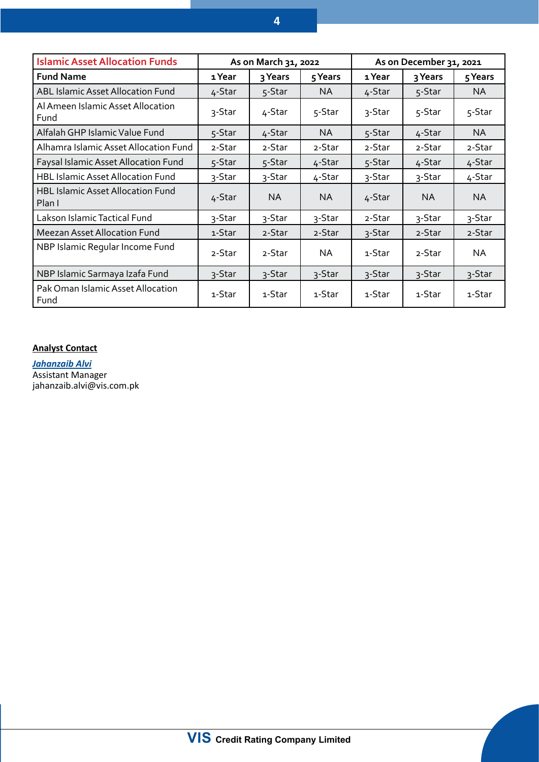| Islamic Asset Allocation Funds | As on March 31, 2022 | | | As on December 31, 2021 | | |
|---|---|---|---|---|---|---|
| **Fund Name** | **1 Year** | **3 Years** | **5 Years** | **1 Year** | **3 Years** | **5 Years** |
| ABL Islamic Asset Allocation Fund | 4-Star | 5-Star | NA | 4-Star | 5-Star | NA |
| Al Ameen Islamic Asset Allocation Fund | 3-Star | 4-Star | 5-Star | 3-Star | 5-Star | 5-Star |
| Alfalah GHP Islamic Value Fund | 5-Star | 4-Star | NA | 5-Star | 4-Star | NA |
| Alhamra Islamic Asset Allocation Fund | 2-Star | 2-Star | 2-Star | 2-Star | 2-Star | 2-Star |
| Faysal Islamic Asset Allocation Fund | 5-Star | 5-Star | 4-Star | 5-Star | 4-Star | 4-Star |
| HBL Islamic Asset Allocation Fund | 3-Star | 3-Star | 4-Star | 3-Star | 3-Star | 4-Star |
| HBL Islamic Asset Allocation Fund Plan I | 4-Star | NA | NA | 4-Star | NA | NA |
| Lakson Islamic Tactical Fund | 3-Star | 3-Star | 3-Star | 2-Star | 3-Star | 3-Star |
| Meezan Asset Allocation Fund | 1-Star | 2-Star | 2-Star | 3-Star | 2-Star | 2-Star |
| NBP Islamic Regular Income Fund | 2-Star | 2-Star | NA | 1-Star | 2-Star | NA |
| NBP Islamic Sarmaya Izafa Fund | 3-Star | 3-Star | 3-Star | 3-Star | 3-Star | 3-Star |
| Pak Oman Islamic Asset Allocation Fund | 1-Star | 1-Star | 1-Star | 1-Star | 1-Star | 1-Star |

**Analyst Contact**

***Jahanzaib Alvi***
Assistant Manager
jahanzaib.alvi@vis.com.pk